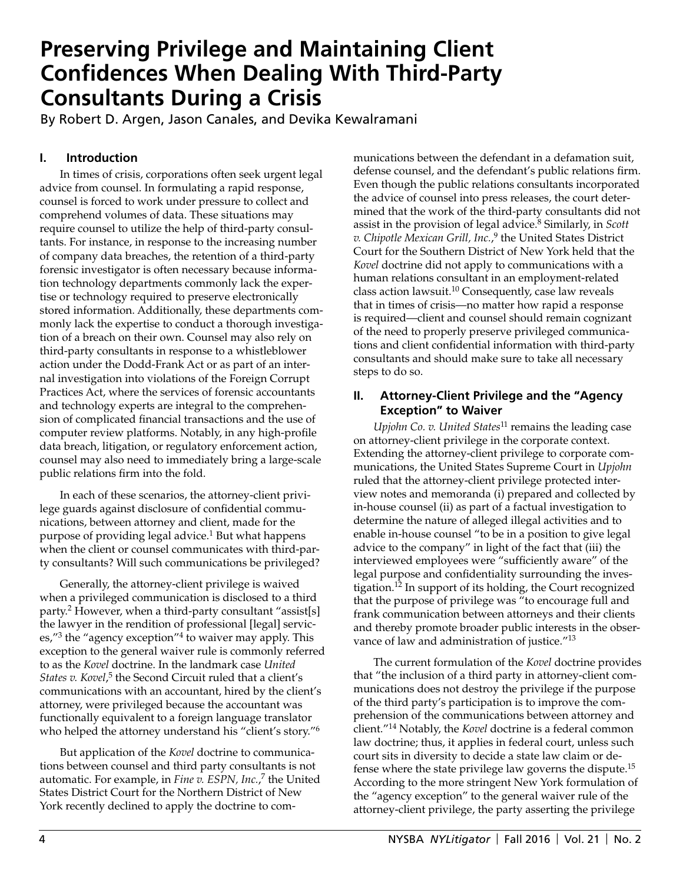# Preserving Privilege and Maintaining Client Confidences When Dealing With Third-Party Consultants During a Crisis

By Robert D. Argen, Jason Canales, and Devika Kewalramani

## I. Introduction

In times of crisis, corporations often seek urgent legal advice from counsel. In formulating a rapid response, counsel is forced to work under pressure to collect and comprehend volumes of data. These situations may require counsel to utilize the help of third-party consultants. For instance, in response to the increasing number of company data breaches, the retention of a third-party forensic investigator is often necessary because information technology departments commonly lack the expertise or technology required to preserve electronically stored information. Additionally, these departments commonly lack the expertise to conduct a thorough investigation of a breach on their own. Counsel may also rely on third-party consultants in response to a whistleblower action under the Dodd-Frank Act or as part of an internal investigation into violations of the Foreign Corrupt Practices Act, where the services of forensic accountants and technology experts are integral to the comprehension of complicated financial transactions and the use of computer review platforms. Notably, in any high-profile data breach, litigation, or regulatory enforcement action, counsel may also need to immediately bring a large-scale public relations firm into the fold.

In each of these scenarios, the attorney-client privilege guards against disclosure of confidential communications, between attorney and client, made for the purpose of providing legal advice.[1] But what happens when the client or counsel communicates with third-party consultants? Will such communications be privileged?

Generally, the attorney-client privilege is waived when a privileged communication is disclosed to a third party.[2] However, when a third-party consultant "assist[s] the lawyer in the rendition of professional [legal] services,"[3] the "agency exception"[4] to waiver may apply. This exception to the general waiver rule is commonly referred to as the *Kovel* doctrine. In the landmark case *United States v. Kovel*,[5] the Second Circuit ruled that a client's communications with an accountant, hired by the client's attorney, were privileged because the accountant was functionally equivalent to a foreign language translator who helped the attorney understand his "client's story."[6]

But application of the *Kovel* doctrine to communications between counsel and third party consultants is not automatic. For example, in *Fine v. ESPN, Inc.*,[7] the United States District Court for the Northern District of New York recently declined to apply the doctrine to communications between the defendant in a defamation suit, defense counsel, and the defendant's public relations firm. Even though the public relations consultants incorporated the advice of counsel into press releases, the court determined that the work of the third-party consultants did not assist in the provision of legal advice.[8] Similarly, in *Scott v. Chipotle Mexican Grill, Inc.*,[9] the United States District Court for the Southern District of New York held that the *Kovel* doctrine did not apply to communications with a human relations consultant in an employment-related class action lawsuit.[10] Consequently, case law reveals that in times of crisis—no matter how rapid a response is required—client and counsel should remain cognizant of the need to properly preserve privileged communications and client confidential information with third-party consultants and should make sure to take all necessary steps to do so.

## II. Attorney-Client Privilege and the "Agency Exception" to Waiver

*Upjohn Co. v. United States*[11] remains the leading case on attorney-client privilege in the corporate context. Extending the attorney-client privilege to corporate communications, the United States Supreme Court in *Upjohn* ruled that the attorney-client privilege protected interview notes and memoranda (i) prepared and collected by in-house counsel (ii) as part of a factual investigation to determine the nature of alleged illegal activities and to enable in-house counsel "to be in a position to give legal advice to the company" in light of the fact that (iii) the interviewed employees were "sufficiently aware" of the legal purpose and confidentiality surrounding the investigation.[12] In support of its holding, the Court recognized that the purpose of privilege was "to encourage full and frank communication between attorneys and their clients and thereby promote broader public interests in the observance of law and administration of justice."[13]

The current formulation of the *Kovel* doctrine provides that "the inclusion of a third party in attorney-client communications does not destroy the privilege if the purpose of the third party's participation is to improve the comprehension of the communications between attorney and client."[14] Notably, the *Kovel* doctrine is a federal common law doctrine; thus, it applies in federal court, unless such court sits in diversity to decide a state law claim or defense where the state privilege law governs the dispute.[15] According to the more stringent New York formulation of the "agency exception" to the general waiver rule of the attorney-client privilege, the party asserting the privilege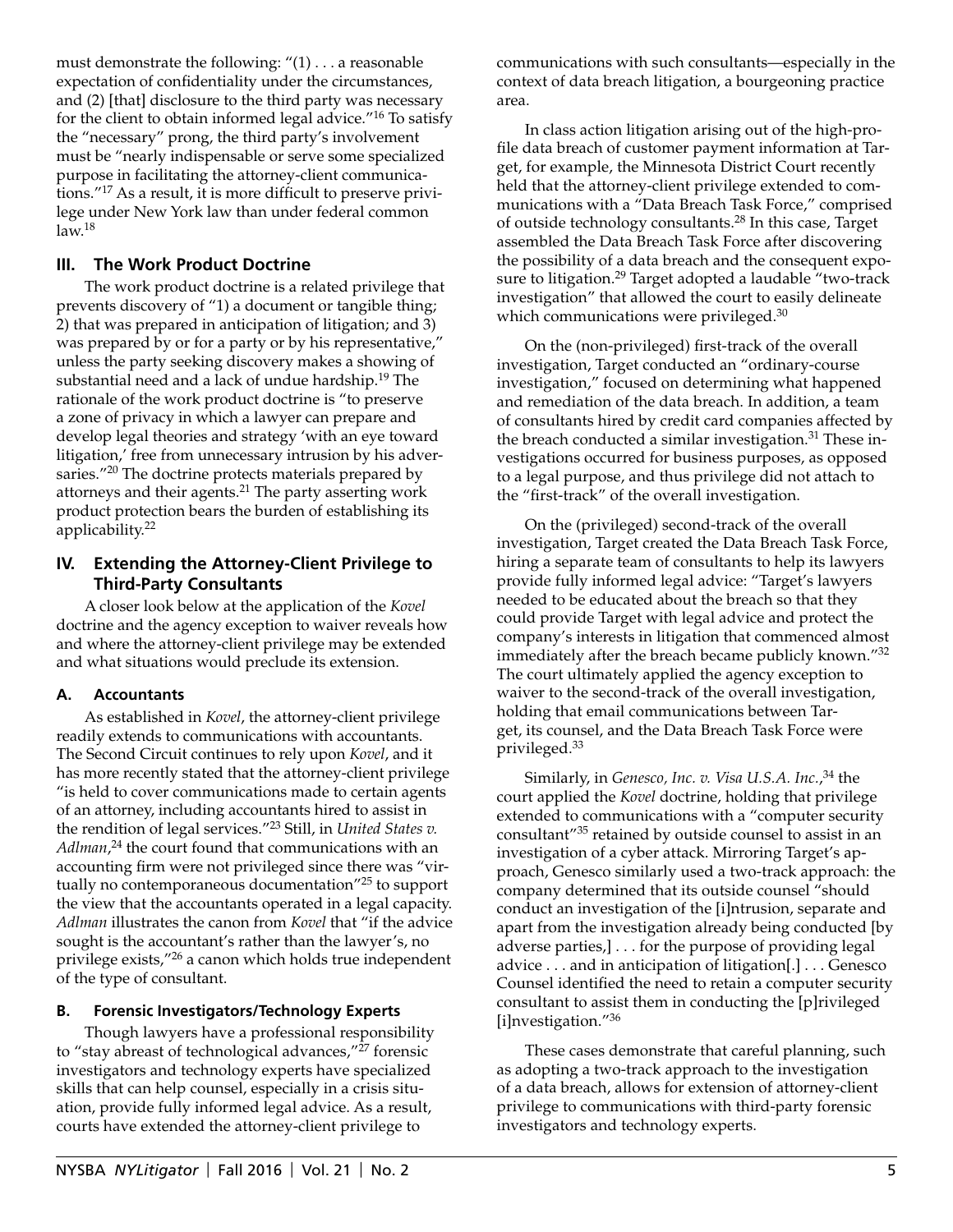must demonstrate the following: "(1) . . . a reasonable expectation of confidentiality under the circumstances, and (2) [that] disclosure to the third party was necessary for the client to obtain informed legal advice."[16] To satisfy the "necessary" prong, the third party's involvement must be "nearly indispensable or serve some specialized purpose in facilitating the attorney-client communications."[17] As a result, it is more difficult to preserve privilege under New York law than under federal common law.[18]

## III. The Work Product Doctrine

The work product doctrine is a related privilege that prevents discovery of "1) a document or tangible thing; 2) that was prepared in anticipation of litigation; and 3) was prepared by or for a party or by his representative," unless the party seeking discovery makes a showing of substantial need and a lack of undue hardship.[19] The rationale of the work product doctrine is "to preserve a zone of privacy in which a lawyer can prepare and develop legal theories and strategy 'with an eye toward litigation,' free from unnecessary intrusion by his adversaries."[20] The doctrine protects materials prepared by attorneys and their agents.[21] The party asserting work product protection bears the burden of establishing its applicability.[22]

## IV. Extending the Attorney-Client Privilege to Third-Party Consultants

A closer look below at the application of the *Kovel* doctrine and the agency exception to waiver reveals how and where the attorney-client privilege may be extended and what situations would preclude its extension.

### A. Accountants

As established in *Kovel*, the attorney-client privilege readily extends to communications with accountants. The Second Circuit continues to rely upon *Kovel*, and it has more recently stated that the attorney-client privilege "is held to cover communications made to certain agents of an attorney, including accountants hired to assist in the rendition of legal services."[23] Still, in *United States v. Adlman*,[24] the court found that communications with an accounting firm were not privileged since there was "virtually no contemporaneous documentation"[25] to support the view that the accountants operated in a legal capacity. *Adlman* illustrates the canon from *Kovel* that "if the advice sought is the accountant's rather than the lawyer's, no privilege exists,"[26] a canon which holds true independent of the type of consultant.

### B. Forensic Investigators/Technology Experts

Though lawyers have a professional responsibility to "stay abreast of technological advances,"[27] forensic investigators and technology experts have specialized skills that can help counsel, especially in a crisis situation, provide fully informed legal advice. As a result, courts have extended the attorney-client privilege to communications with such consultants—especially in the context of data breach litigation, a bourgeoning practice area.

In class action litigation arising out of the high-profile data breach of customer payment information at Target, for example, the Minnesota District Court recently held that the attorney-client privilege extended to communications with a "Data Breach Task Force," comprised of outside technology consultants.[28] In this case, Target assembled the Data Breach Task Force after discovering the possibility of a data breach and the consequent exposure to litigation.[29] Target adopted a laudable "two-track investigation" that allowed the court to easily delineate which communications were privileged.[30]

On the (non-privileged) first-track of the overall investigation, Target conducted an "ordinary-course investigation," focused on determining what happened and remediation of the data breach. In addition, a team of consultants hired by credit card companies affected by the breach conducted a similar investigation.[31] These investigations occurred for business purposes, as opposed to a legal purpose, and thus privilege did not attach to the "first-track" of the overall investigation.

On the (privileged) second-track of the overall investigation, Target created the Data Breach Task Force, hiring a separate team of consultants to help its lawyers provide fully informed legal advice: "Target's lawyers needed to be educated about the breach so that they could provide Target with legal advice and protect the company's interests in litigation that commenced almost immediately after the breach became publicly known."[32] The court ultimately applied the agency exception to waiver to the second-track of the overall investigation, holding that email communications between Target, its counsel, and the Data Breach Task Force were privileged.[33]

Similarly, in *Genesco, Inc. v. Visa U.S.A. Inc.*,[34] the court applied the *Kovel* doctrine, holding that privilege extended to communications with a "computer security consultant"[35] retained by outside counsel to assist in an investigation of a cyber attack. Mirroring Target's approach, Genesco similarly used a two-track approach: the company determined that its outside counsel "should conduct an investigation of the [i]ntrusion, separate and apart from the investigation already being conducted [by adverse parties,] . . . for the purpose of providing legal advice . . . and in anticipation of litigation[.] . . . Genesco Counsel identified the need to retain a computer security consultant to assist them in conducting the [p]rivileged [i]nvestigation."[36]

These cases demonstrate that careful planning, such as adopting a two-track approach to the investigation of a data breach, allows for extension of attorney-client privilege to communications with third-party forensic investigators and technology experts.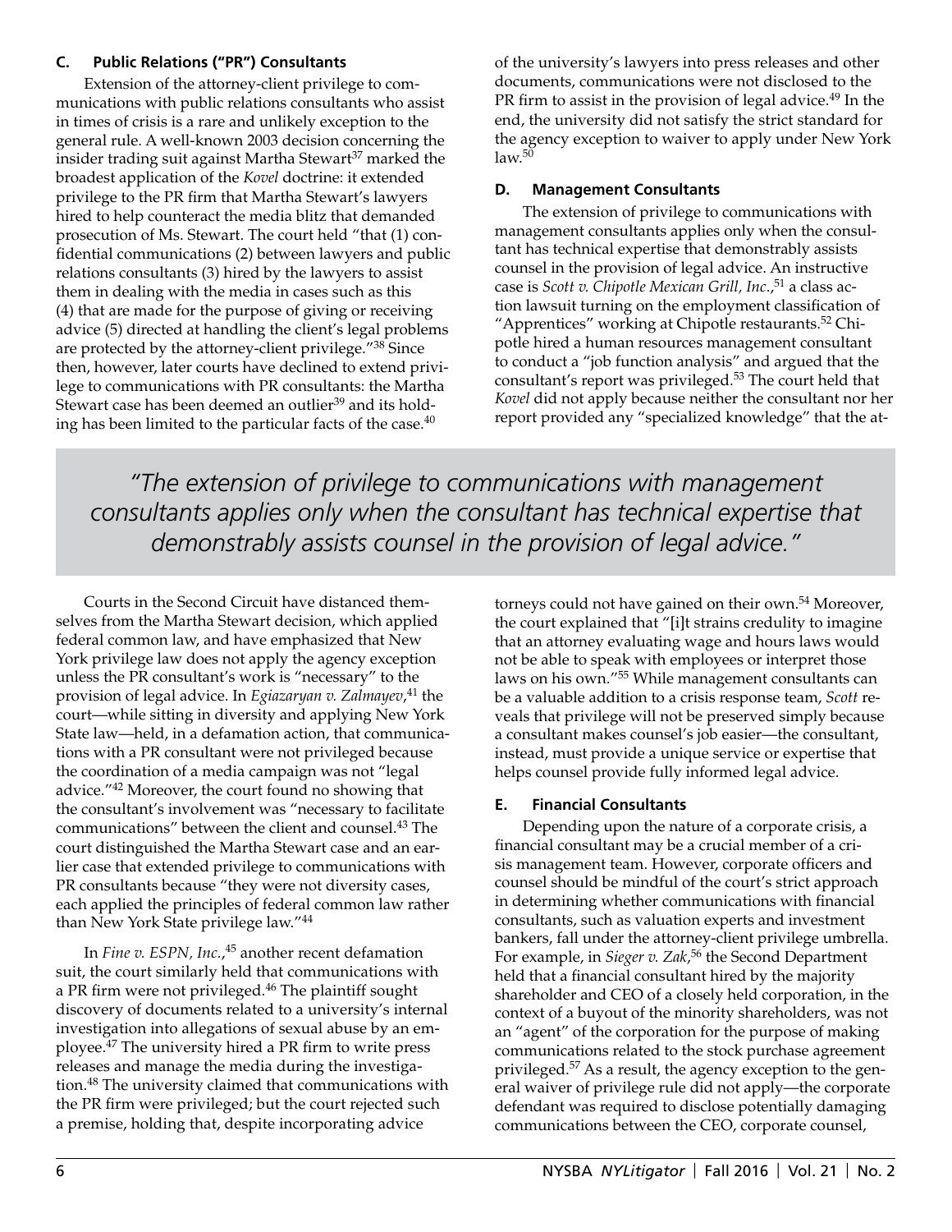### C. Public Relations ("PR") Consultants

Extension of the attorney-client privilege to communications with public relations consultants who assist in times of crisis is a rare and unlikely exception to the general rule. A well-known 2003 decision concerning the insider trading suit against Martha Stewart[37] marked the broadest application of the *Kovel* doctrine: it extended privilege to the PR firm that Martha Stewart's lawyers hired to help counteract the media blitz that demanded prosecution of Ms. Stewart. The court held "that (1) confidential communications (2) between lawyers and public relations consultants (3) hired by the lawyers to assist them in dealing with the media in cases such as this (4) that are made for the purpose of giving or receiving advice (5) directed at handling the client's legal problems are protected by the attorney-client privilege."[38] Since then, however, later courts have declined to extend privilege to communications with PR consultants: the Martha Stewart case has been deemed an outlier[39] and its holding has been limited to the particular facts of the case.[40]

Courts in the Second Circuit have distanced themselves from the Martha Stewart decision, which applied federal common law, and have emphasized that New York privilege law does not apply the agency exception unless the PR consultant's work is "necessary" to the provision of legal advice. In *Egiazaryan v. Zalmayev*,[41] the court—while sitting in diversity and applying New York State law—held, in a defamation action, that communications with a PR consultant were not privileged because the coordination of a media campaign was not "legal advice."[42] Moreover, the court found no showing that the consultant's involvement was "necessary to facilitate communications" between the client and counsel.[43] The court distinguished the Martha Stewart case and an earlier case that extended privilege to communications with PR consultants because "they were not diversity cases, each applied the principles of federal common law rather than New York State privilege law."[44]

In *Fine v. ESPN, Inc.*,[45] another recent defamation suit, the court similarly held that communications with a PR firm were not privileged.[46] The plaintiff sought discovery of documents related to a university's internal investigation into allegations of sexual abuse by an employee.[47] The university hired a PR firm to write press releases and manage the media during the investigation.[48] The university claimed that communications with the PR firm were privileged; but the court rejected such a premise, holding that, despite incorporating advice of the university's lawyers into press releases and other documents, communications were not disclosed to the PR firm to assist in the provision of legal advice.[49] In the end, the university did not satisfy the strict standard for the agency exception to waiver to apply under New York law.[50]

### D. Management Consultants

The extension of privilege to communications with management consultants applies only when the consultant has technical expertise that demonstrably assists counsel in the provision of legal advice. An instructive case is *Scott v. Chipotle Mexican Grill, Inc.*,[51] a class action lawsuit turning on the employment classification of "Apprentices" working at Chipotle restaurants.[52] Chipotle hired a human resources management consultant to conduct a "job function analysis" and argued that the consultant's report was privileged.[53] The court held that *Kovel* did not apply because neither the consultant nor her report provided any "specialized knowledge" that the attorneys could not have gained on their own.[54] Moreover, the court explained that "[i]t strains credulity to imagine that an attorney evaluating wage and hours laws would not be able to speak with employees or interpret those laws on his own."[55] While management consultants can be a valuable addition to a crisis response team, *Scott* reveals that privilege will not be preserved simply because a consultant makes counsel's job easier—the consultant, instead, must provide a unique service or expertise that helps counsel provide fully informed legal advice.

> *"The extension of privilege to communications with management consultants applies only when the consultant has technical expertise that demonstrably assists counsel in the provision of legal advice."*

### E. Financial Consultants

Depending upon the nature of a corporate crisis, a financial consultant may be a crucial member of a crisis management team. However, corporate officers and counsel should be mindful of the court's strict approach in determining whether communications with financial consultants, such as valuation experts and investment bankers, fall under the attorney-client privilege umbrella. For example, in *Sieger v. Zak*,[56] the Second Department held that a financial consultant hired by the majority shareholder and CEO of a closely held corporation, in the context of a buyout of the minority shareholders, was not an "agent" of the corporation for the purpose of making communications related to the stock purchase agreement privileged.[57] As a result, the agency exception to the general waiver of privilege rule did not apply—the corporate defendant was required to disclose potentially damaging communications between the CEO, corporate counsel,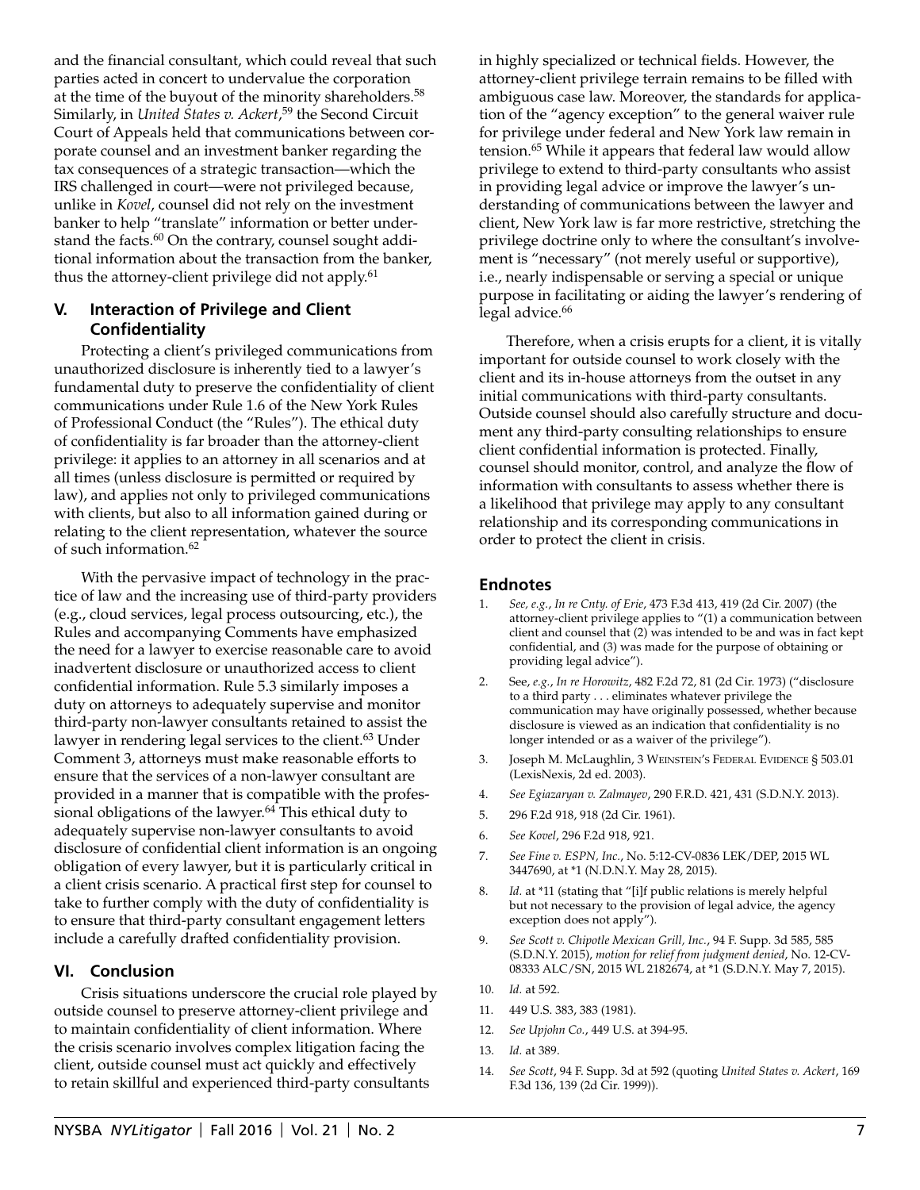and the financial consultant, which could reveal that such parties acted in concert to undervalue the corporation at the time of the buyout of the minority shareholders.[58] Similarly, in *United States v. Ackert*,[59] the Second Circuit Court of Appeals held that communications between corporate counsel and an investment banker regarding the tax consequences of a strategic transaction—which the IRS challenged in court—were not privileged because, unlike in *Kovel*, counsel did not rely on the investment banker to help "translate" information or better understand the facts.[60] On the contrary, counsel sought additional information about the transaction from the banker, thus the attorney-client privilege did not apply.[61]

## V. Interaction of Privilege and Client Confidentiality

Protecting a client's privileged communications from unauthorized disclosure is inherently tied to a lawyer's fundamental duty to preserve the confidentiality of client communications under Rule 1.6 of the New York Rules of Professional Conduct (the "Rules"). The ethical duty of confidentiality is far broader than the attorney-client privilege: it applies to an attorney in all scenarios and at all times (unless disclosure is permitted or required by law), and applies not only to privileged communications with clients, but also to all information gained during or relating to the client representation, whatever the source of such information.[62]

With the pervasive impact of technology in the practice of law and the increasing use of third-party providers (e.g., cloud services, legal process outsourcing, etc.), the Rules and accompanying Comments have emphasized the need for a lawyer to exercise reasonable care to avoid inadvertent disclosure or unauthorized access to client confidential information. Rule 5.3 similarly imposes a duty on attorneys to adequately supervise and monitor third-party non-lawyer consultants retained to assist the lawyer in rendering legal services to the client.[63] Under Comment 3, attorneys must make reasonable efforts to ensure that the services of a non-lawyer consultant are provided in a manner that is compatible with the professional obligations of the lawyer.[64] This ethical duty to adequately supervise non-lawyer consultants to avoid disclosure of confidential client information is an ongoing obligation of every lawyer, but it is particularly critical in a client crisis scenario. A practical first step for counsel to take to further comply with the duty of confidentiality is to ensure that third-party consultant engagement letters include a carefully drafted confidentiality provision.

## VI. Conclusion

Crisis situations underscore the crucial role played by outside counsel to preserve attorney-client privilege and to maintain confidentiality of client information. Where the crisis scenario involves complex litigation facing the client, outside counsel must act quickly and effectively to retain skillful and experienced third-party consultants in highly specialized or technical fields. However, the attorney-client privilege terrain remains to be filled with ambiguous case law. Moreover, the standards for application of the "agency exception" to the general waiver rule for privilege under federal and New York law remain in tension.[65] While it appears that federal law would allow privilege to extend to third-party consultants who assist in providing legal advice or improve the lawyer's understanding of communications between the lawyer and client, New York law is far more restrictive, stretching the privilege doctrine only to where the consultant's involvement is "necessary" (not merely useful or supportive), i.e., nearly indispensable or serving a special or unique purpose in facilitating or aiding the lawyer's rendering of legal advice.[66]

Therefore, when a crisis erupts for a client, it is vitally important for outside counsel to work closely with the client and its in-house attorneys from the outset in any initial communications with third-party consultants. Outside counsel should also carefully structure and document any third-party consulting relationships to ensure client confidential information is protected. Finally, counsel should monitor, control, and analyze the flow of information with consultants to assess whether there is a likelihood that privilege may apply to any consultant relationship and its corresponding communications in order to protect the client in crisis.

## Endnotes

1. *See, e.g.*, *In re Cnty. of Erie*, 473 F.3d 413, 419 (2d Cir. 2007) (the attorney-client privilege applies to "(1) a communication between client and counsel that (2) was intended to be and was in fact kept confidential, and (3) was made for the purpose of obtaining or providing legal advice").
2. See, *e.g.*, *In re Horowitz*, 482 F.2d 72, 81 (2d Cir. 1973) ("disclosure to a third party . . . eliminates whatever privilege the communication may have originally possessed, whether because disclosure is viewed as an indication that confidentiality is no longer intended or as a waiver of the privilege").
3. Joseph M. McLaughlin, 3 Weinstein's Federal Evidence § 503.01 (LexisNexis, 2d ed. 2003).
4. *See Egiazaryan v. Zalmayev*, 290 F.R.D. 421, 431 (S.D.N.Y. 2013).
5. 296 F.2d 918, 918 (2d Cir. 1961).
6. *See Kovel*, 296 F.2d 918, 921.
7. *See Fine v. ESPN, Inc.*, No. 5:12-CV-0836 LEK/DEP, 2015 WL 3447690, at *1 (N.D.N.Y. May 28, 2015).
8. *Id.* at *11 (stating that "[i]f public relations is merely helpful but not necessary to the provision of legal advice, the agency exception does not apply").
9. *See Scott v. Chipotle Mexican Grill, Inc.*, 94 F. Supp. 3d 585, 585 (S.D.N.Y. 2015), *motion for relief from judgment denied*, No. 12-CV-08333 ALC/SN, 2015 WL 2182674, at *1 (S.D.N.Y. May 7, 2015).
10. *Id.* at 592.
11. 449 U.S. 383, 383 (1981).
12. *See Upjohn Co.*, 449 U.S. at 394-95.
13. *Id.* at 389.
14. *See Scott*, 94 F. Supp. 3d at 592 (quoting *United States v. Ackert*, 169 F.3d 136, 139 (2d Cir. 1999)).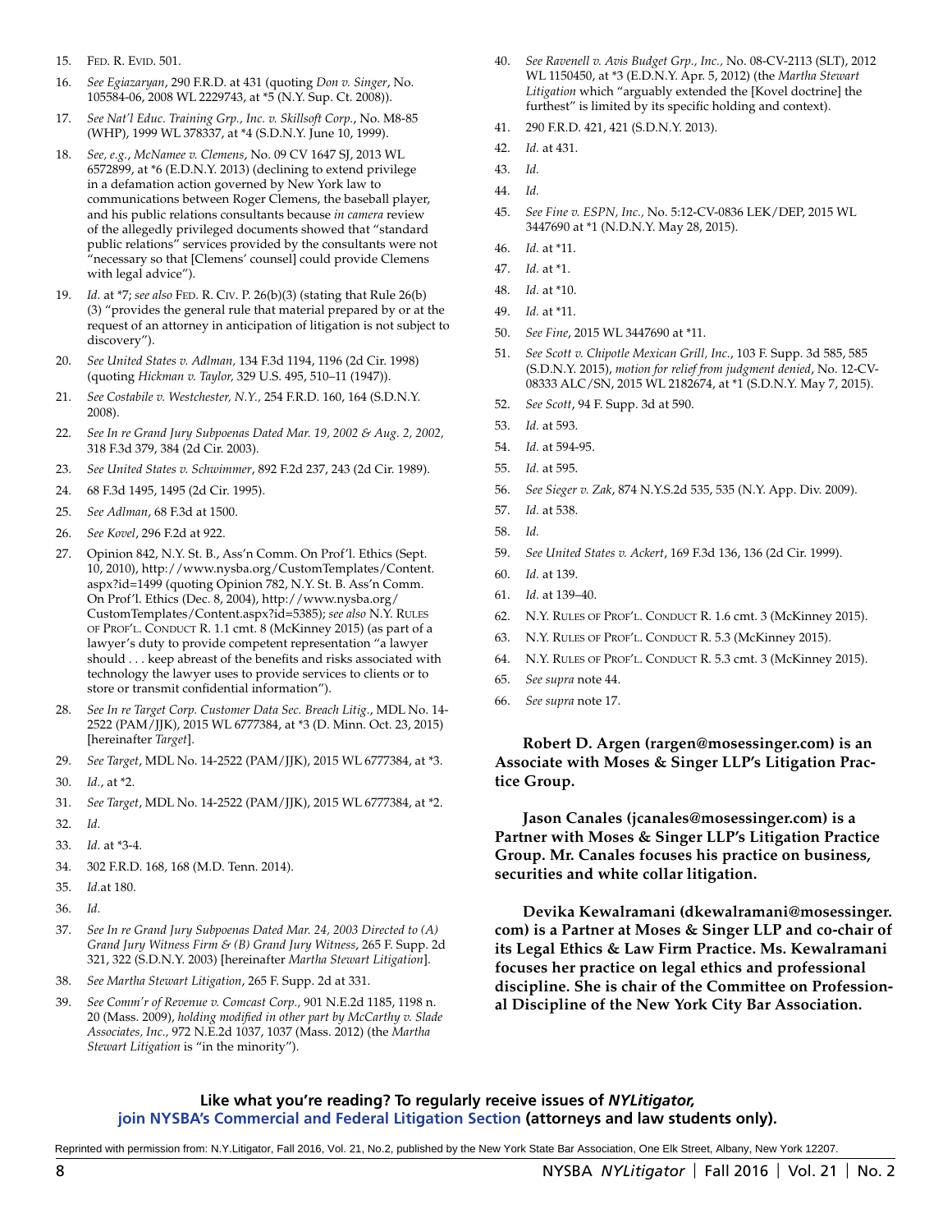15. Fed. R. Evid. 501.

16. *See Egiazaryan*, 290 F.R.D. at 431 (quoting *Don v. Singer*, No. 105584-06, 2008 WL 2229743, at *5 (N.Y. Sup. Ct. 2008)).

17. *See Nat'l Educ. Training Grp., Inc. v. Skillsoft Corp.*, No. M8-85 (WHP), 1999 WL 378337, at *4 (S.D.N.Y. June 10, 1999).

18. *See, e.g.*, *McNamee v. Clemens*, No. 09 CV 1647 SJ, 2013 WL 6572899, at *6 (E.D.N.Y. 2013) (declining to extend privilege in a defamation action governed by New York law to communications between Roger Clemens, the baseball player, and his public relations consultants because *in camera* review of the allegedly privileged documents showed that "standard public relations" services provided by the consultants were not "necessary so that [Clemens' counsel] could provide Clemens with legal advice").

19. *Id.* at *7; *see also* Fed. R. Civ. P. 26(b)(3) (stating that Rule 26(b)(3) "provides the general rule that material prepared by or at the request of an attorney in anticipation of litigation is not subject to discovery").

20. *See United States v. Adlman,* 134 F.3d 1194, 1196 (2d Cir. 1998) (quoting *Hickman v. Taylor,* 329 U.S. 495, 510–11 (1947)).

21. *See Costabile v. Westchester, N.Y.,* 254 F.R.D. 160, 164 (S.D.N.Y. 2008).

22. *See In re Grand Jury Subpoenas Dated Mar. 19, 2002 & Aug. 2, 2002,* 318 F.3d 379, 384 (2d Cir. 2003).

23. *See United States v. Schwimmer*, 892 F.2d 237, 243 (2d Cir. 1989).

24. 68 F.3d 1495, 1495 (2d Cir. 1995).

25. *See Adlman*, 68 F.3d at 1500.

26. *See Kovel*, 296 F.2d at 922.

27. Opinion 842, N.Y. St. B., Ass'n Comm. On Prof'l. Ethics (Sept. 10, 2010), http://www.nysba.org/CustomTemplates/Content.aspx?id=1499 (quoting Opinion 782, N.Y. St. B. Ass'n Comm. On Prof'l. Ethics (Dec. 8, 2004), http://www.nysba.org/CustomTemplates/Content.aspx?id=5385); *see also* N.Y. Rules of Prof'l. Conduct R. 1.1 cmt. 8 (McKinney 2015) (as part of a lawyer's duty to provide competent representation "a lawyer should . . . keep abreast of the benefits and risks associated with technology the lawyer uses to provide services to clients or to store or transmit confidential information").

28. *See In re Target Corp. Customer Data Sec. Breach Litig.*, MDL No. 14-2522 (PAM/JJK), 2015 WL 6777384, at *3 (D. Minn. Oct. 23, 2015) [hereinafter *Target*].

29. *See Target*, MDL No. 14-2522 (PAM/JJK), 2015 WL 6777384, at *3.

30. *Id.*, at *2.

31. *See Target*, MDL No. 14-2522 (PAM/JJK), 2015 WL 6777384, at *2.

32. *Id.*

33. *Id.* at *3-4.

34. 302 F.R.D. 168, 168 (M.D. Tenn. 2014).

35. *Id.*at 180.

36. *Id.*

37. *See In re Grand Jury Subpoenas Dated Mar. 24, 2003 Directed to (A) Grand Jury Witness Firm & (B) Grand Jury Witness*, 265 F. Supp. 2d 321, 322 (S.D.N.Y. 2003) [hereinafter *Martha Stewart Litigation*].

38. *See Martha Stewart Litigation*, 265 F. Supp. 2d at 331.

39. *See Comm'r of Revenue v. Comcast Corp.,* 901 N.E.2d 1185, 1198 n. 20 (Mass. 2009), *holding modified in other part by McCarthy v. Slade Associates, Inc.,* 972 N.E.2d 1037, 1037 (Mass. 2012) (the *Martha Stewart Litigation* is "in the minority").

40. *See Ravenell v. Avis Budget Grp., Inc.,* No. 08-CV-2113 (SLT), 2012 WL 1150450, at *3 (E.D.N.Y. Apr. 5, 2012) (the *Martha Stewart Litigation* which "arguably extended the [Kovel doctrine] the furthest" is limited by its specific holding and context).

41. 290 F.R.D. 421, 421 (S.D.N.Y. 2013).

42. *Id.* at 431.

43. *Id.*

44. *Id.*

45. *See Fine v. ESPN, Inc.,* No. 5:12-CV-0836 LEK/DEP, 2015 WL 3447690 at *1 (N.D.N.Y. May 28, 2015).

46. *Id.* at *11.

47. *Id.* at *1.

48. *Id.* at *10.

49. *Id.* at *11.

50. *See Fine*, 2015 WL 3447690 at *11.

51. *See Scott v. Chipotle Mexican Grill, Inc.*, 103 F. Supp. 3d 585, 585 (S.D.N.Y. 2015), *motion for relief from judgment denied*, No. 12-CV-08333 ALC/SN, 2015 WL 2182674, at *1 (S.D.N.Y. May 7, 2015).

52. *See Scott*, 94 F. Supp. 3d at 590.

53. *Id.* at 593.

54. *Id.* at 594-95.

55. *Id.* at 595.

56. *See Sieger v. Zak*, 874 N.Y.S.2d 535, 535 (N.Y. App. Div. 2009).

57. *Id.* at 538.

58. *Id.*

59. *See United States v. Ackert*, 169 F.3d 136, 136 (2d Cir. 1999).

60. *Id.* at 139.

61. *Id.* at 139–40.

62. N.Y. Rules of Prof'l. Conduct R. 1.6 cmt. 3 (McKinney 2015).

63. N.Y. Rules of Prof'l. Conduct R. 5.3 (McKinney 2015).

64. N.Y. Rules of Prof'l. Conduct R. 5.3 cmt. 3 (McKinney 2015).

65. *See supra* note 44.

66. *See supra* note 17.

**Robert D. Argen (rargen@mosessinger.com) is an Associate with Moses & Singer LLP's Litigation Practice Group.**

**Jason Canales (jcanales@mosessinger.com) is a Partner with Moses & Singer LLP's Litigation Practice Group. Mr. Canales focuses his practice on business, securities and white collar litigation.**

**Devika Kewalramani (dkewalramani@mosessinger.com) is a Partner at Moses & Singer LLP and co-chair of its Legal Ethics & Law Firm Practice. Ms. Kewalramani focuses her practice on legal ethics and professional discipline. She is chair of the Committee on Professional Discipline of the New York City Bar Association.**

**Like what you're reading? To regularly receive issues of *NYLitigator,* join NYSBA's Commercial and Federal Litigation Section (attorneys and law students only).**

Reprinted with permission from: N.Y.Litigator, Fall 2016, Vol. 21, No.2, published by the New York State Bar Association, One Elk Street, Albany, New York 12207.